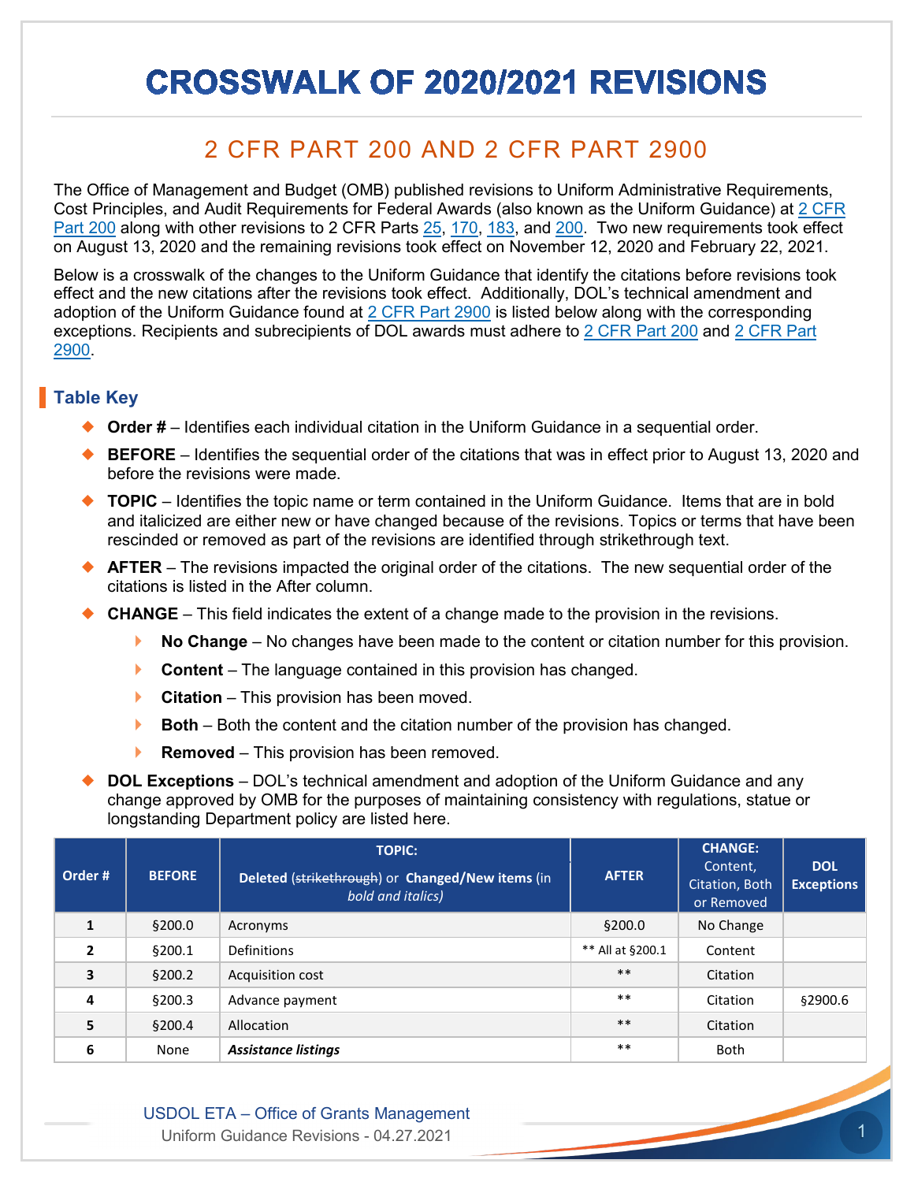# CROSSWALK OF 2020/2021 REVISIONS

## 2 CFR PART 200 AND 2 CFR PART 2900

The Office of Management and Budget (OMB) published revisions to Uniform Administrative Requirements, Cost Principles, and Audit Requirements for Federal Awards (also known as the Uniform Guidance) at 2 CFR Part 200 along with other revisions to 2 CFR Parts 25, 170, 183, and 200. Two new requirements took effect on August 13, 2020 and the remaining revisions took effect on November 12, 2020 and February 22, 2021.

Below is a crosswalk of the changes to the Uniform Guidance that identify the citations before revisions took effect and the new citations after the revisions took effect. Additionally, DOL's technical amendment and adoption of the Uniform Guidance found at 2 CFR Part 2900 is listed below along with the corresponding exceptions. Recipients and subrecipients of DOL awards must adhere to 2 CFR Part 200 and 2 CFR Part 2900.

### Table Key

- **Order #** – Identifies each individual citation in the Uniform Guidance in a sequential order.
- **BEFORE** – Identifies the sequential order of the citations that was in effect prior to August 13, 2020 and before the revisions were made.
- **TOPIC** – Identifies the topic name or term contained in the Uniform Guidance. Items that are in bold and italicized are either new or have changed because of the revisions. Topics or terms that have been rescinded or removed as part of the revisions are identified through strikethrough text.
- **AFTER** – The revisions impacted the original order of the citations. The new sequential order of the citations is listed in the After column.
- **CHANGE** – This field indicates the extent of a change made to the provision in the revisions.
  - **No Change** – No changes have been made to the content or citation number for this provision.
  - **Content** – The language contained in this provision has changed.
  - **Citation** – This provision has been moved.
  - **Both** – Both the content and the citation number of the provision has changed.
  - **Removed** – This provision has been removed.
- **DOL Exceptions** – DOL's technical amendment and adoption of the Uniform Guidance and any change approved by OMB for the purposes of maintaining consistency with regulations, statue or longstanding Department policy are listed here.

| Order # | BEFORE | TOPIC: Deleted (~~strikethrough~~) or **Changed/New items** (in *bold and italics*) | AFTER | CHANGE: Content, Citation, Both or Removed | DOL Exceptions |
|---|---|---|---|---|---|
| 1 | §200.0 | Acronyms | §200.0 | No Change | |
| 2 | §200.1 | Definitions | ** All at §200.1 | Content | |
| 3 | §200.2 | Acquisition cost | ** | Citation | |
| 4 | §200.3 | Advance payment | ** | Citation | §2900.6 |
| 5 | §200.4 | Allocation | ** | Citation | |
| 6 | None | ***Assistance listings*** | ** | Both | |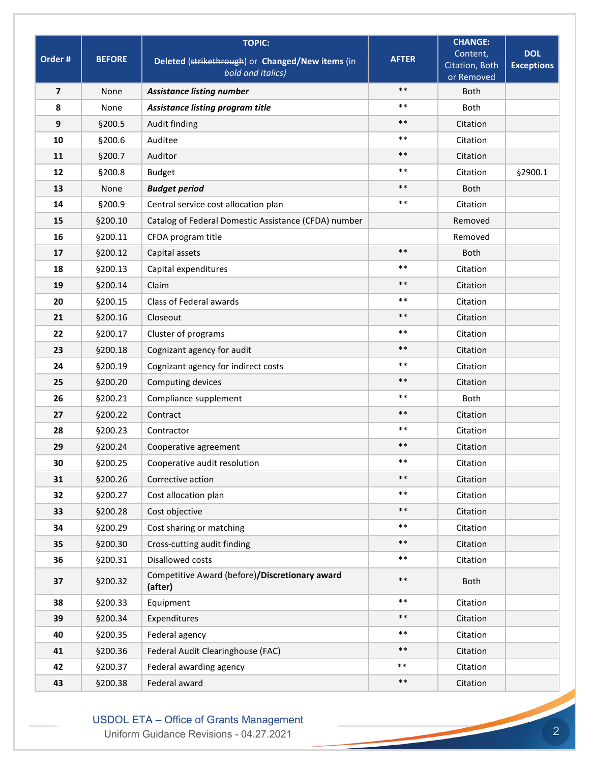| Order # | BEFORE | TOPIC: Deleted (~~strikethrough~~) or **Changed/New items** (in *bold and italics*) | AFTER | CHANGE: Content, Citation, Both or Removed | DOL Exceptions |
|---|---|---|---|---|---|
| **7** | None | ***Assistance listing number*** | ** | Both | |
| **8** | None | ***Assistance listing program title*** | ** | Both | |
| **9** | §200.5 | Audit finding | ** | Citation | |
| **10** | §200.6 | Auditee | ** | Citation | |
| **11** | §200.7 | Auditor | ** | Citation | |
| **12** | §200.8 | Budget | ** | Citation | §2900.1 |
| **13** | None | ***Budget period*** | ** | Both | |
| **14** | §200.9 | Central service cost allocation plan | ** | Citation | |
| **15** | §200.10 | Catalog of Federal Domestic Assistance (CFDA) number | | Removed | |
| **16** | §200.11 | CFDA program title | | Removed | |
| **17** | §200.12 | Capital assets | ** | Both | |
| **18** | §200.13 | Capital expenditures | ** | Citation | |
| **19** | §200.14 | Claim | ** | Citation | |
| **20** | §200.15 | Class of Federal awards | ** | Citation | |
| **21** | §200.16 | Closeout | ** | Citation | |
| **22** | §200.17 | Cluster of programs | ** | Citation | |
| **23** | §200.18 | Cognizant agency for audit | ** | Citation | |
| **24** | §200.19 | Cognizant agency for indirect costs | ** | Citation | |
| **25** | §200.20 | Computing devices | ** | Citation | |
| **26** | §200.21 | Compliance supplement | ** | Both | |
| **27** | §200.22 | Contract | ** | Citation | |
| **28** | §200.23 | Contractor | ** | Citation | |
| **29** | §200.24 | Cooperative agreement | ** | Citation | |
| **30** | §200.25 | Cooperative audit resolution | ** | Citation | |
| **31** | §200.26 | Corrective action | ** | Citation | |
| **32** | §200.27 | Cost allocation plan | ** | Citation | |
| **33** | §200.28 | Cost objective | ** | Citation | |
| **34** | §200.29 | Cost sharing or matching | ** | Citation | |
| **35** | §200.30 | Cross-cutting audit finding | ** | Citation | |
| **36** | §200.31 | Disallowed costs | ** | Citation | |
| **37** | §200.32 | Competitive Award (before)/**Discretionary award (after)** | ** | Both | |
| **38** | §200.33 | Equipment | ** | Citation | |
| **39** | §200.34 | Expenditures | ** | Citation | |
| **40** | §200.35 | Federal agency | ** | Citation | |
| **41** | §200.36 | Federal Audit Clearinghouse (FAC) | ** | Citation | |
| **42** | §200.37 | Federal awarding agency | ** | Citation | |
| **43** | §200.38 | Federal award | ** | Citation | |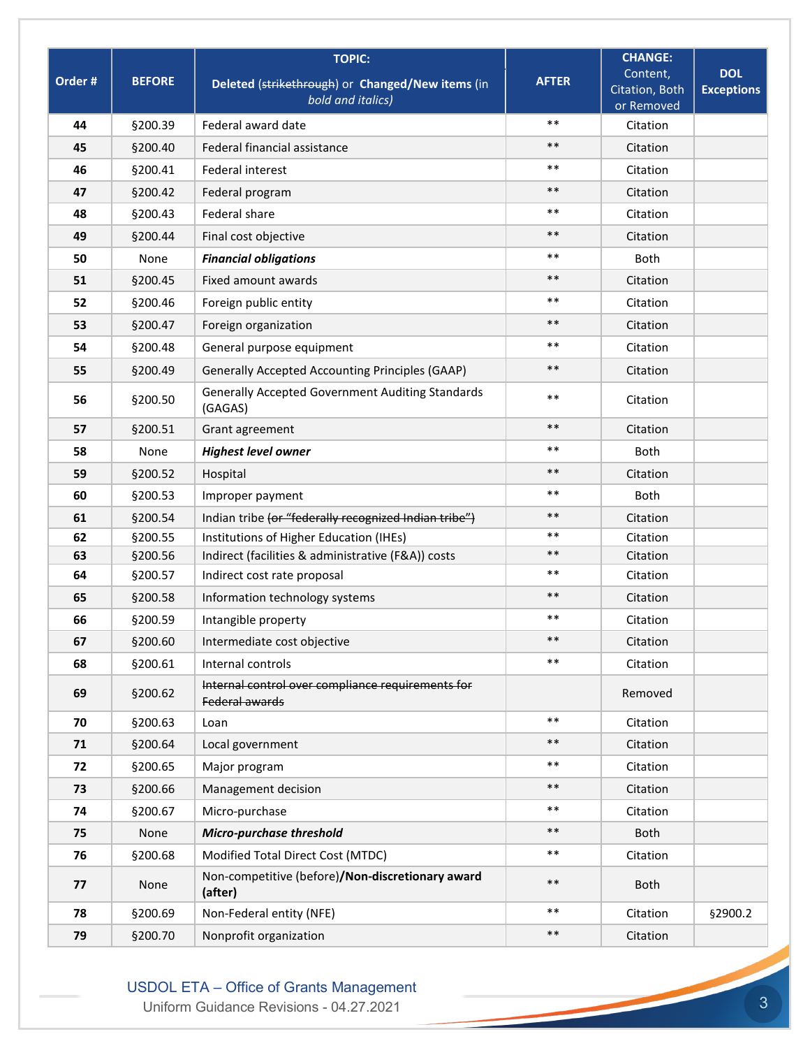| Order # | BEFORE | TOPIC: Deleted (~~strikethrough~~) or **Changed/New items** (in *bold and italics*) | AFTER | CHANGE: Content, Citation, Both or Removed | DOL Exceptions |
|---|---|---|---|---|---|
| 44 | §200.39 | Federal award date | ** | Citation | |
| 45 | §200.40 | Federal financial assistance | ** | Citation | |
| 46 | §200.41 | Federal interest | ** | Citation | |
| 47 | §200.42 | Federal program | ** | Citation | |
| 48 | §200.43 | Federal share | ** | Citation | |
| 49 | §200.44 | Final cost objective | ** | Citation | |
| 50 | None | ***Financial obligations*** | ** | Both | |
| 51 | §200.45 | Fixed amount awards | ** | Citation | |
| 52 | §200.46 | Foreign public entity | ** | Citation | |
| 53 | §200.47 | Foreign organization | ** | Citation | |
| 54 | §200.48 | General purpose equipment | ** | Citation | |
| 55 | §200.49 | Generally Accepted Accounting Principles (GAAP) | ** | Citation | |
| 56 | §200.50 | Generally Accepted Government Auditing Standards (GAGAS) | ** | Citation | |
| 57 | §200.51 | Grant agreement | ** | Citation | |
| 58 | None | ***Highest level owner*** | ** | Both | |
| 59 | §200.52 | Hospital | ** | Citation | |
| 60 | §200.53 | Improper payment | ** | Both | |
| 61 | §200.54 | Indian tribe ~~(or "federally recognized Indian tribe")~~ | ** | Citation | |
| 62 | §200.55 | Institutions of Higher Education (IHEs) | ** | Citation | |
| 63 | §200.56 | Indirect (facilities & administrative (F&A)) costs | ** | Citation | |
| 64 | §200.57 | Indirect cost rate proposal | ** | Citation | |
| 65 | §200.58 | Information technology systems | ** | Citation | |
| 66 | §200.59 | Intangible property | ** | Citation | |
| 67 | §200.60 | Intermediate cost objective | ** | Citation | |
| 68 | §200.61 | Internal controls | ** | Citation | |
| 69 | §200.62 | ~~Internal control over compliance requirements for Federal awards~~ | | Removed | |
| 70 | §200.63 | Loan | ** | Citation | |
| 71 | §200.64 | Local government | ** | Citation | |
| 72 | §200.65 | Major program | ** | Citation | |
| 73 | §200.66 | Management decision | ** | Citation | |
| 74 | §200.67 | Micro-purchase | ** | Citation | |
| 75 | None | ***Micro-purchase threshold*** | ** | Both | |
| 76 | §200.68 | Modified Total Direct Cost (MTDC) | ** | Citation | |
| 77 | None | Non-competitive (before)/**Non-discretionary award (after)** | ** | Both | |
| 78 | §200.69 | Non-Federal entity (NFE) | ** | Citation | §2900.2 |
| 79 | §200.70 | Nonprofit organization | ** | Citation | |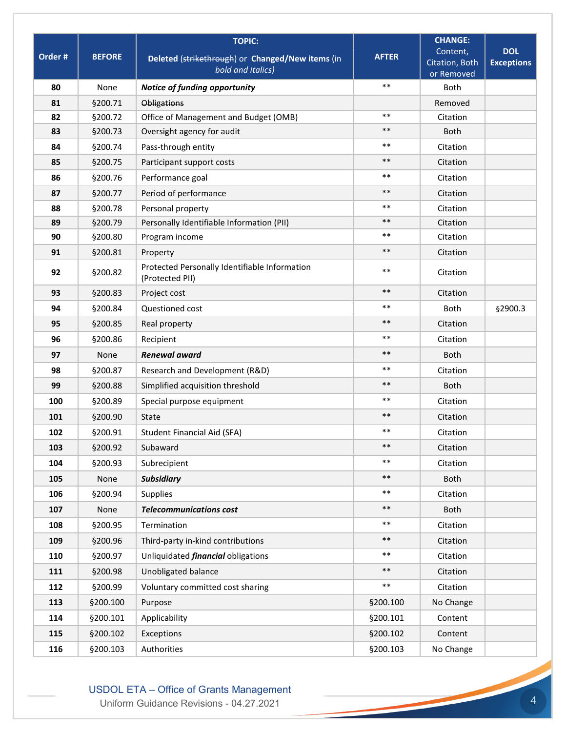| Order # | BEFORE | TOPIC: Deleted (~~strikethrough~~) or **Changed/New items** (*in bold and italics)* | AFTER | CHANGE: Content, Citation, Both or Removed | DOL Exceptions |
|---|---|---|---|---|---|
| **80** | None | ***Notice of funding opportunity*** | ** | Both | |
| **81** | §200.71 | ~~Obligations~~ | | Removed | |
| **82** | §200.72 | Office of Management and Budget (OMB) | ** | Citation | |
| **83** | §200.73 | Oversight agency for audit | ** | Both | |
| **84** | §200.74 | Pass-through entity | ** | Citation | |
| **85** | §200.75 | Participant support costs | ** | Citation | |
| **86** | §200.76 | Performance goal | ** | Citation | |
| **87** | §200.77 | Period of performance | ** | Citation | |
| **88** | §200.78 | Personal property | ** | Citation | |
| **89** | §200.79 | Personally Identifiable Information (PII) | ** | Citation | |
| **90** | §200.80 | Program income | ** | Citation | |
| **91** | §200.81 | Property | ** | Citation | |
| **92** | §200.82 | Protected Personally Identifiable Information (Protected PII) | ** | Citation | |
| **93** | §200.83 | Project cost | ** | Citation | |
| **94** | §200.84 | Questioned cost | ** | Both | §2900.3 |
| **95** | §200.85 | Real property | ** | Citation | |
| **96** | §200.86 | Recipient | ** | Citation | |
| **97** | None | ***Renewal award*** | ** | Both | |
| **98** | §200.87 | Research and Development (R&D) | ** | Citation | |
| **99** | §200.88 | Simplified acquisition threshold | ** | Both | |
| **100** | §200.89 | Special purpose equipment | ** | Citation | |
| **101** | §200.90 | State | ** | Citation | |
| **102** | §200.91 | Student Financial Aid (SFA) | ** | Citation | |
| **103** | §200.92 | Subaward | ** | Citation | |
| **104** | §200.93 | Subrecipient | ** | Citation | |
| **105** | None | ***Subsidiary*** | ** | Both | |
| **106** | §200.94 | Supplies | ** | Citation | |
| **107** | None | ***Telecommunications cost*** | ** | Both | |
| **108** | §200.95 | Termination | ** | Citation | |
| **109** | §200.96 | Third-party in-kind contributions | ** | Citation | |
| **110** | §200.97 | Unliquidated ***financial*** obligations | ** | Citation | |
| **111** | §200.98 | Unobligated balance | ** | Citation | |
| **112** | §200.99 | Voluntary committed cost sharing | ** | Citation | |
| **113** | §200.100 | Purpose | §200.100 | No Change | |
| **114** | §200.101 | Applicability | §200.101 | Content | |
| **115** | §200.102 | Exceptions | §200.102 | Content | |
| **116** | §200.103 | Authorities | §200.103 | No Change | |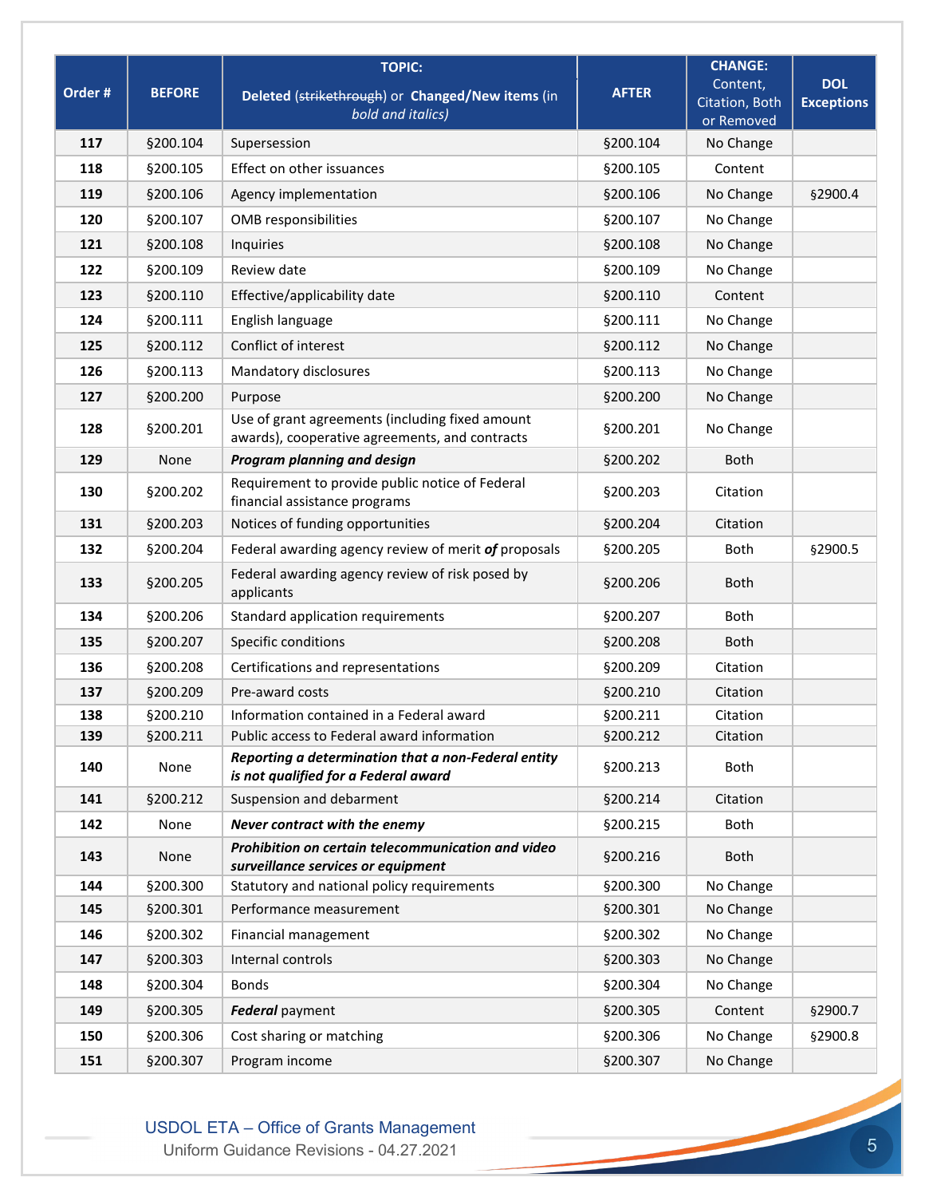| Order # | BEFORE | TOPIC: Deleted (~~strikethrough~~) or **Changed/New items** (in *bold and italics)* | AFTER | CHANGE: Content, Citation, Both or Removed | DOL Exceptions |
|---|---|---|---|---|---|
| **117** | §200.104 | Supersession | §200.104 | No Change | |
| **118** | §200.105 | Effect on other issuances | §200.105 | Content | |
| **119** | §200.106 | Agency implementation | §200.106 | No Change | §2900.4 |
| **120** | §200.107 | OMB responsibilities | §200.107 | No Change | |
| **121** | §200.108 | Inquiries | §200.108 | No Change | |
| **122** | §200.109 | Review date | §200.109 | No Change | |
| **123** | §200.110 | Effective/applicability date | §200.110 | Content | |
| **124** | §200.111 | English language | §200.111 | No Change | |
| **125** | §200.112 | Conflict of interest | §200.112 | No Change | |
| **126** | §200.113 | Mandatory disclosures | §200.113 | No Change | |
| **127** | §200.200 | Purpose | §200.200 | No Change | |
| **128** | §200.201 | Use of grant agreements (including fixed amount awards), cooperative agreements, and contracts | §200.201 | No Change | |
| **129** | None | ***Program planning and design*** | §200.202 | Both | |
| **130** | §200.202 | Requirement to provide public notice of Federal financial assistance programs | §200.203 | Citation | |
| **131** | §200.203 | Notices of funding opportunities | §200.204 | Citation | |
| **132** | §200.204 | Federal awarding agency review of merit ***of*** proposals | §200.205 | Both | §2900.5 |
| **133** | §200.205 | Federal awarding agency review of risk posed by applicants | §200.206 | Both | |
| **134** | §200.206 | Standard application requirements | §200.207 | Both | |
| **135** | §200.207 | Specific conditions | §200.208 | Both | |
| **136** | §200.208 | Certifications and representations | §200.209 | Citation | |
| **137** | §200.209 | Pre-award costs | §200.210 | Citation | |
| **138** | §200.210 | Information contained in a Federal award | §200.211 | Citation | |
| **139** | §200.211 | Public access to Federal award information | §200.212 | Citation | |
| **140** | None | ***Reporting a determination that a non-Federal entity is not qualified for a Federal award*** | §200.213 | Both | |
| **141** | §200.212 | Suspension and debarment | §200.214 | Citation | |
| **142** | None | ***Never contract with the enemy*** | §200.215 | Both | |
| **143** | None | ***Prohibition on certain telecommunication and video surveillance services or equipment*** | §200.216 | Both | |
| **144** | §200.300 | Statutory and national policy requirements | §200.300 | No Change | |
| **145** | §200.301 | Performance measurement | §200.301 | No Change | |
| **146** | §200.302 | Financial management | §200.302 | No Change | |
| **147** | §200.303 | Internal controls | §200.303 | No Change | |
| **148** | §200.304 | Bonds | §200.304 | No Change | |
| **149** | §200.305 | ***Federal*** payment | §200.305 | Content | §2900.7 |
| **150** | §200.306 | Cost sharing or matching | §200.306 | No Change | §2900.8 |
| **151** | §200.307 | Program income | §200.307 | No Change | |

USDOL ETA – Office of Grants Management
Uniform Guidance Revisions - 04.27.2021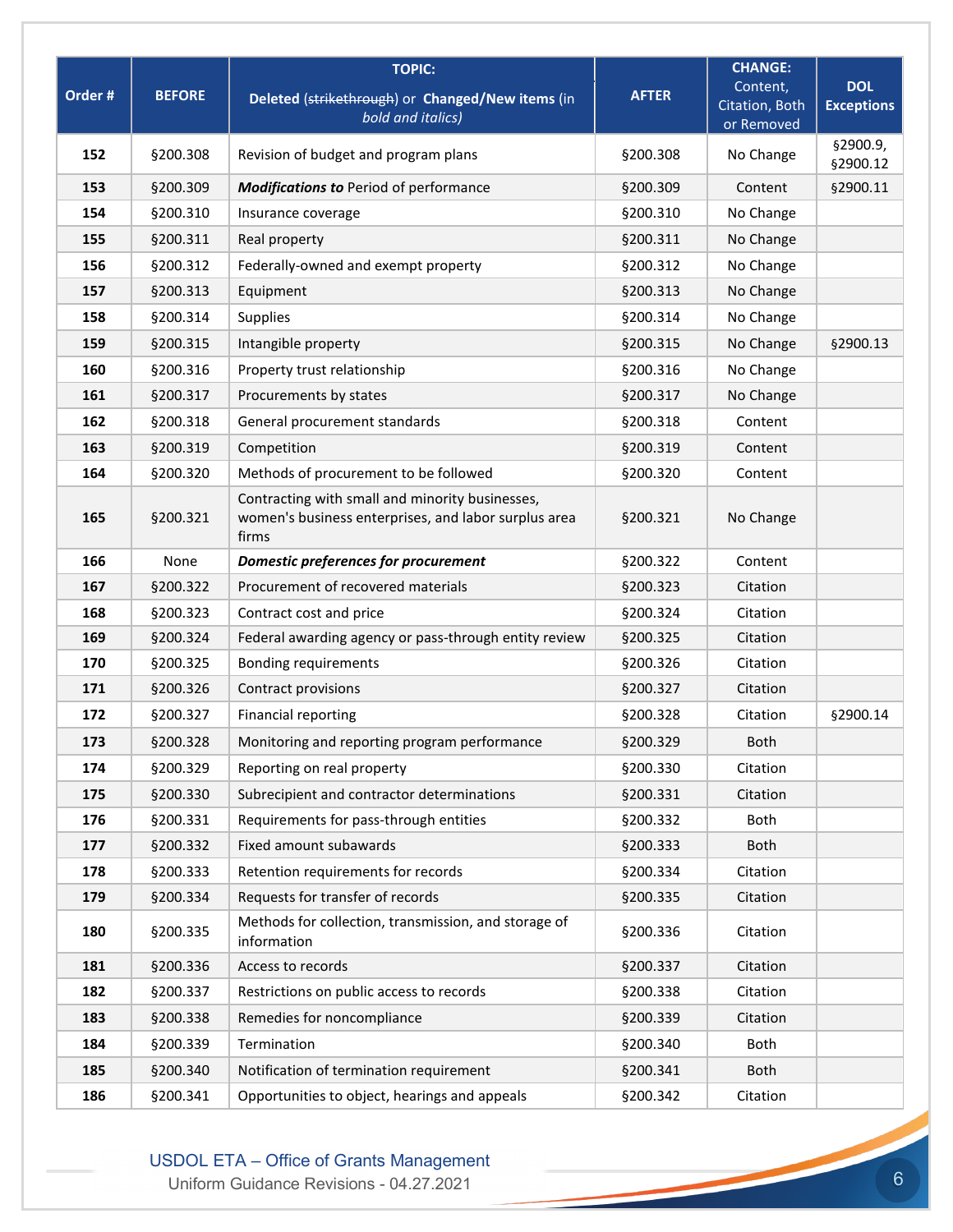| Order # | BEFORE | TOPIC: Deleted (~~strikethrough~~) or **Changed/New items** (in *bold and italics)* | AFTER | CHANGE: Content, Citation, Both or Removed | DOL Exceptions |
|---|---|---|---|---|---|
| **152** | §200.308 | Revision of budget and program plans | §200.308 | No Change | §2900.9, §2900.12 |
| **153** | §200.309 | ***Modifications to*** Period of performance | §200.309 | Content | §2900.11 |
| **154** | §200.310 | Insurance coverage | §200.310 | No Change | |
| **155** | §200.311 | Real property | §200.311 | No Change | |
| **156** | §200.312 | Federally-owned and exempt property | §200.312 | No Change | |
| **157** | §200.313 | Equipment | §200.313 | No Change | |
| **158** | §200.314 | Supplies | §200.314 | No Change | |
| **159** | §200.315 | Intangible property | §200.315 | No Change | §2900.13 |
| **160** | §200.316 | Property trust relationship | §200.316 | No Change | |
| **161** | §200.317 | Procurements by states | §200.317 | No Change | |
| **162** | §200.318 | General procurement standards | §200.318 | Content | |
| **163** | §200.319 | Competition | §200.319 | Content | |
| **164** | §200.320 | Methods of procurement to be followed | §200.320 | Content | |
| **165** | §200.321 | Contracting with small and minority businesses, women's business enterprises, and labor surplus area firms | §200.321 | No Change | |
| **166** | None | ***Domestic preferences for procurement*** | §200.322 | Content | |
| **167** | §200.322 | Procurement of recovered materials | §200.323 | Citation | |
| **168** | §200.323 | Contract cost and price | §200.324 | Citation | |
| **169** | §200.324 | Federal awarding agency or pass-through entity review | §200.325 | Citation | |
| **170** | §200.325 | Bonding requirements | §200.326 | Citation | |
| **171** | §200.326 | Contract provisions | §200.327 | Citation | |
| **172** | §200.327 | Financial reporting | §200.328 | Citation | §2900.14 |
| **173** | §200.328 | Monitoring and reporting program performance | §200.329 | Both | |
| **174** | §200.329 | Reporting on real property | §200.330 | Citation | |
| **175** | §200.330 | Subrecipient and contractor determinations | §200.331 | Citation | |
| **176** | §200.331 | Requirements for pass-through entities | §200.332 | Both | |
| **177** | §200.332 | Fixed amount subawards | §200.333 | Both | |
| **178** | §200.333 | Retention requirements for records | §200.334 | Citation | |
| **179** | §200.334 | Requests for transfer of records | §200.335 | Citation | |
| **180** | §200.335 | Methods for collection, transmission, and storage of information | §200.336 | Citation | |
| **181** | §200.336 | Access to records | §200.337 | Citation | |
| **182** | §200.337 | Restrictions on public access to records | §200.338 | Citation | |
| **183** | §200.338 | Remedies for noncompliance | §200.339 | Citation | |
| **184** | §200.339 | Termination | §200.340 | Both | |
| **185** | §200.340 | Notification of termination requirement | §200.341 | Both | |
| **186** | §200.341 | Opportunities to object, hearings and appeals | §200.342 | Citation | |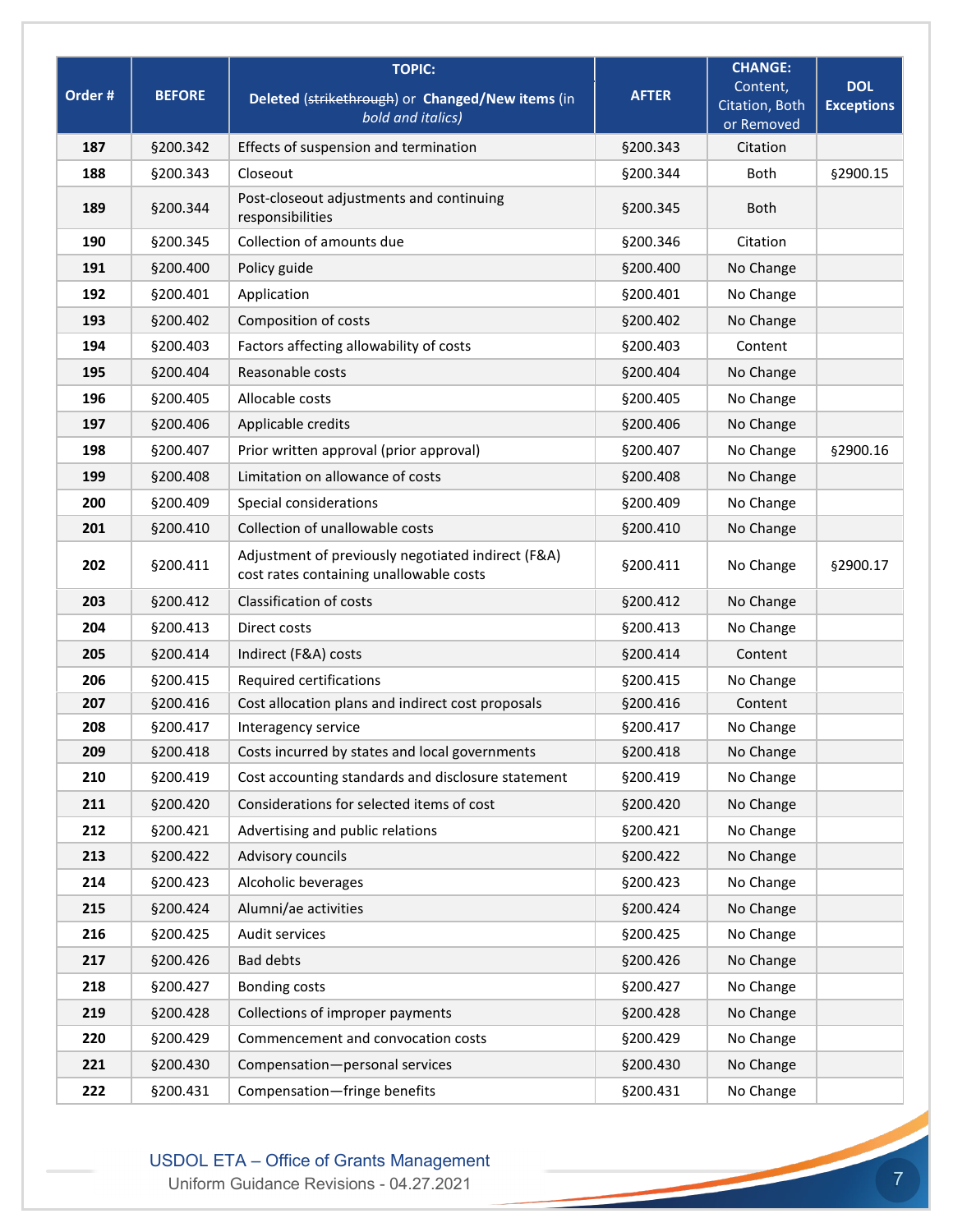| Order # | BEFORE | TOPIC: Deleted (~~strikethrough~~) or ***Changed/New items*** (in *bold and italics*) | AFTER | CHANGE: Content, Citation, Both or Removed | DOL Exceptions |
|---|---|---|---|---|---|
| 187 | §200.342 | Effects of suspension and termination | §200.343 | Citation | |
| 188 | §200.343 | Closeout | §200.344 | Both | §2900.15 |
| 189 | §200.344 | Post-closeout adjustments and continuing responsibilities | §200.345 | Both | |
| 190 | §200.345 | Collection of amounts due | §200.346 | Citation | |
| 191 | §200.400 | Policy guide | §200.400 | No Change | |
| 192 | §200.401 | Application | §200.401 | No Change | |
| 193 | §200.402 | Composition of costs | §200.402 | No Change | |
| 194 | §200.403 | Factors affecting allowability of costs | §200.403 | Content | |
| 195 | §200.404 | Reasonable costs | §200.404 | No Change | |
| 196 | §200.405 | Allocable costs | §200.405 | No Change | |
| 197 | §200.406 | Applicable credits | §200.406 | No Change | |
| 198 | §200.407 | Prior written approval (prior approval) | §200.407 | No Change | §2900.16 |
| 199 | §200.408 | Limitation on allowance of costs | §200.408 | No Change | |
| 200 | §200.409 | Special considerations | §200.409 | No Change | |
| 201 | §200.410 | Collection of unallowable costs | §200.410 | No Change | |
| 202 | §200.411 | Adjustment of previously negotiated indirect (F&A) cost rates containing unallowable costs | §200.411 | No Change | §2900.17 |
| 203 | §200.412 | Classification of costs | §200.412 | No Change | |
| 204 | §200.413 | Direct costs | §200.413 | No Change | |
| 205 | §200.414 | Indirect (F&A) costs | §200.414 | Content | |
| 206 | §200.415 | Required certifications | §200.415 | No Change | |
| 207 | §200.416 | Cost allocation plans and indirect cost proposals | §200.416 | Content | |
| 208 | §200.417 | Interagency service | §200.417 | No Change | |
| 209 | §200.418 | Costs incurred by states and local governments | §200.418 | No Change | |
| 210 | §200.419 | Cost accounting standards and disclosure statement | §200.419 | No Change | |
| 211 | §200.420 | Considerations for selected items of cost | §200.420 | No Change | |
| 212 | §200.421 | Advertising and public relations | §200.421 | No Change | |
| 213 | §200.422 | Advisory councils | §200.422 | No Change | |
| 214 | §200.423 | Alcoholic beverages | §200.423 | No Change | |
| 215 | §200.424 | Alumni/ae activities | §200.424 | No Change | |
| 216 | §200.425 | Audit services | §200.425 | No Change | |
| 217 | §200.426 | Bad debts | §200.426 | No Change | |
| 218 | §200.427 | Bonding costs | §200.427 | No Change | |
| 219 | §200.428 | Collections of improper payments | §200.428 | No Change | |
| 220 | §200.429 | Commencement and convocation costs | §200.429 | No Change | |
| 221 | §200.430 | Compensation—personal services | §200.430 | No Change | |
| 222 | §200.431 | Compensation—fringe benefits | §200.431 | No Change | |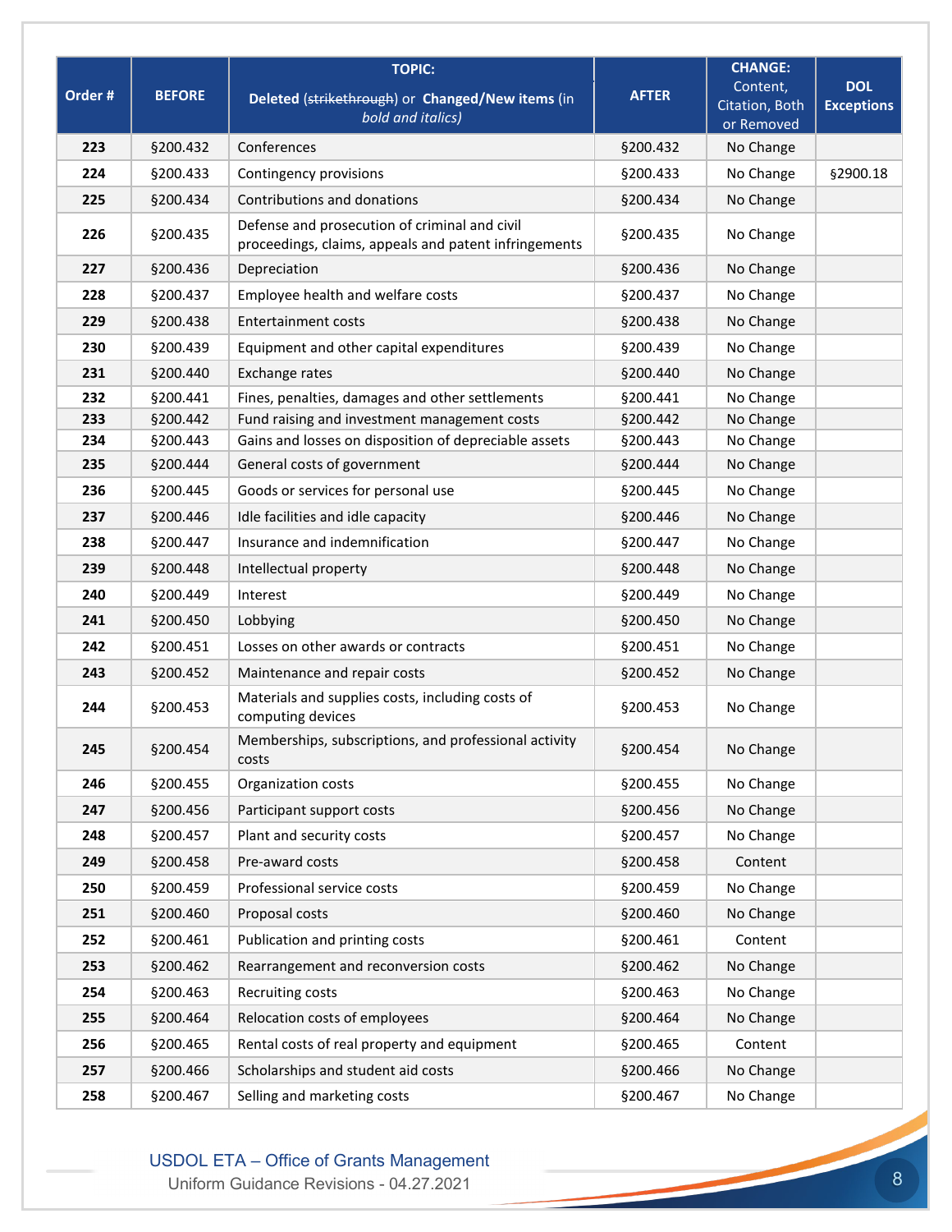| Order # | BEFORE | TOPIC: Deleted (~~strikethrough~~) or **Changed/New items** (in ***bold and italics***) | AFTER | CHANGE: Content, Citation, Both or Removed | DOL Exceptions |
|---|---|---|---|---|---|
| 223 | §200.432 | Conferences | §200.432 | No Change | |
| 224 | §200.433 | Contingency provisions | §200.433 | No Change | §2900.18 |
| 225 | §200.434 | Contributions and donations | §200.434 | No Change | |
| 226 | §200.435 | Defense and prosecution of criminal and civil proceedings, claims, appeals and patent infringements | §200.435 | No Change | |
| 227 | §200.436 | Depreciation | §200.436 | No Change | |
| 228 | §200.437 | Employee health and welfare costs | §200.437 | No Change | |
| 229 | §200.438 | Entertainment costs | §200.438 | No Change | |
| 230 | §200.439 | Equipment and other capital expenditures | §200.439 | No Change | |
| 231 | §200.440 | Exchange rates | §200.440 | No Change | |
| 232 | §200.441 | Fines, penalties, damages and other settlements | §200.441 | No Change | |
| 233 | §200.442 | Fund raising and investment management costs | §200.442 | No Change | |
| 234 | §200.443 | Gains and losses on disposition of depreciable assets | §200.443 | No Change | |
| 235 | §200.444 | General costs of government | §200.444 | No Change | |
| 236 | §200.445 | Goods or services for personal use | §200.445 | No Change | |
| 237 | §200.446 | Idle facilities and idle capacity | §200.446 | No Change | |
| 238 | §200.447 | Insurance and indemnification | §200.447 | No Change | |
| 239 | §200.448 | Intellectual property | §200.448 | No Change | |
| 240 | §200.449 | Interest | §200.449 | No Change | |
| 241 | §200.450 | Lobbying | §200.450 | No Change | |
| 242 | §200.451 | Losses on other awards or contracts | §200.451 | No Change | |
| 243 | §200.452 | Maintenance and repair costs | §200.452 | No Change | |
| 244 | §200.453 | Materials and supplies costs, including costs of computing devices | §200.453 | No Change | |
| 245 | §200.454 | Memberships, subscriptions, and professional activity costs | §200.454 | No Change | |
| 246 | §200.455 | Organization costs | §200.455 | No Change | |
| 247 | §200.456 | Participant support costs | §200.456 | No Change | |
| 248 | §200.457 | Plant and security costs | §200.457 | No Change | |
| 249 | §200.458 | Pre-award costs | §200.458 | Content | |
| 250 | §200.459 | Professional service costs | §200.459 | No Change | |
| 251 | §200.460 | Proposal costs | §200.460 | No Change | |
| 252 | §200.461 | Publication and printing costs | §200.461 | Content | |
| 253 | §200.462 | Rearrangement and reconversion costs | §200.462 | No Change | |
| 254 | §200.463 | Recruiting costs | §200.463 | No Change | |
| 255 | §200.464 | Relocation costs of employees | §200.464 | No Change | |
| 256 | §200.465 | Rental costs of real property and equipment | §200.465 | Content | |
| 257 | §200.466 | Scholarships and student aid costs | §200.466 | No Change | |
| 258 | §200.467 | Selling and marketing costs | §200.467 | No Change | |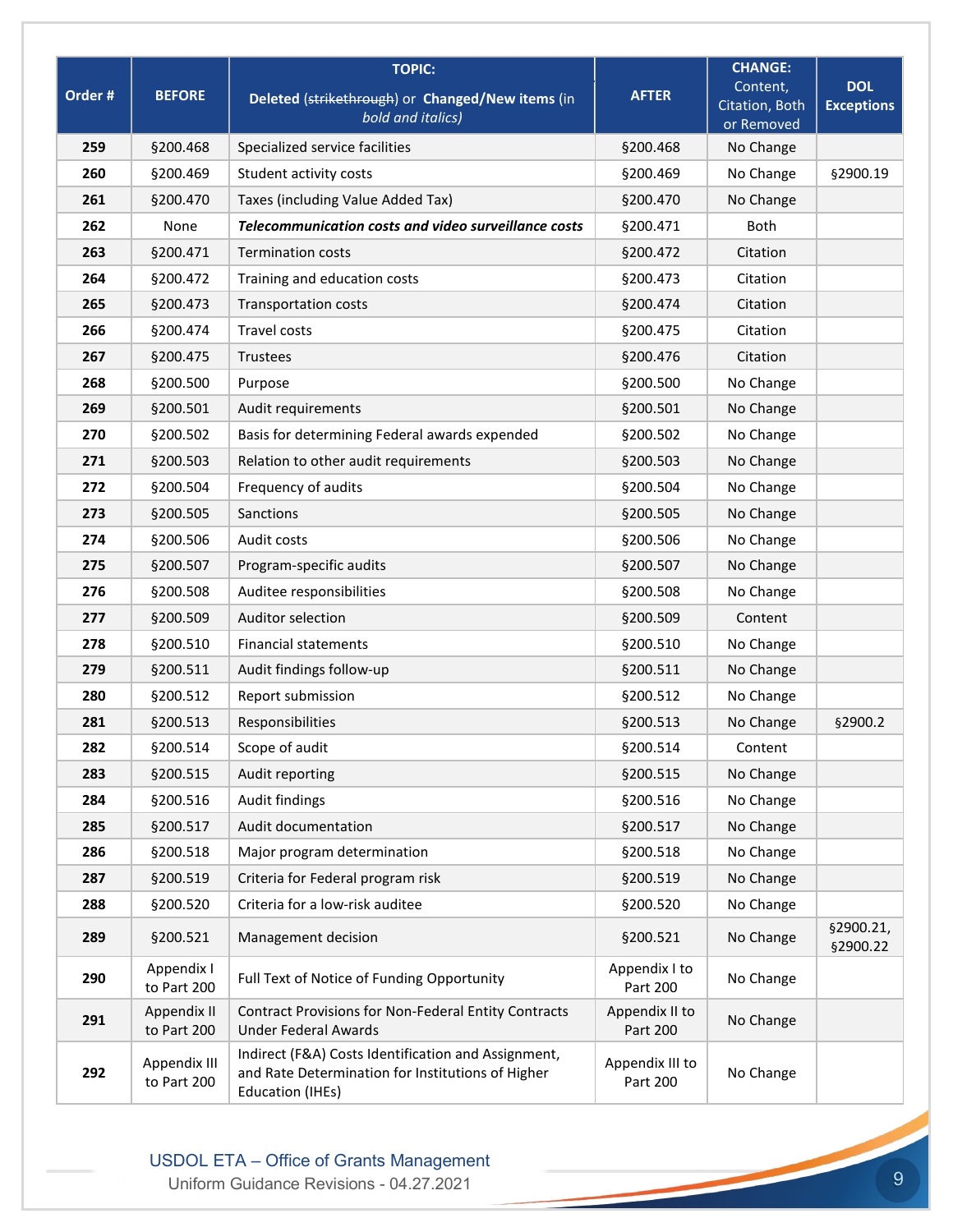| Order # | BEFORE | TOPIC: Deleted (~~strikethrough~~) or **Changed/New items** (in *bold and italics*) | AFTER | CHANGE: Content, Citation, Both or Removed | DOL Exceptions |
|---|---|---|---|---|---|
| **259** | §200.468 | Specialized service facilities | §200.468 | No Change | |
| **260** | §200.469 | Student activity costs | §200.469 | No Change | §2900.19 |
| **261** | §200.470 | Taxes (including Value Added Tax) | §200.470 | No Change | |
| **262** | None | ***Telecommunication costs and video surveillance costs*** | §200.471 | Both | |
| **263** | §200.471 | Termination costs | §200.472 | Citation | |
| **264** | §200.472 | Training and education costs | §200.473 | Citation | |
| **265** | §200.473 | Transportation costs | §200.474 | Citation | |
| **266** | §200.474 | Travel costs | §200.475 | Citation | |
| **267** | §200.475 | Trustees | §200.476 | Citation | |
| **268** | §200.500 | Purpose | §200.500 | No Change | |
| **269** | §200.501 | Audit requirements | §200.501 | No Change | |
| **270** | §200.502 | Basis for determining Federal awards expended | §200.502 | No Change | |
| **271** | §200.503 | Relation to other audit requirements | §200.503 | No Change | |
| **272** | §200.504 | Frequency of audits | §200.504 | No Change | |
| **273** | §200.505 | Sanctions | §200.505 | No Change | |
| **274** | §200.506 | Audit costs | §200.506 | No Change | |
| **275** | §200.507 | Program-specific audits | §200.507 | No Change | |
| **276** | §200.508 | Auditee responsibilities | §200.508 | No Change | |
| **277** | §200.509 | Auditor selection | §200.509 | Content | |
| **278** | §200.510 | Financial statements | §200.510 | No Change | |
| **279** | §200.511 | Audit findings follow-up | §200.511 | No Change | |
| **280** | §200.512 | Report submission | §200.512 | No Change | |
| **281** | §200.513 | Responsibilities | §200.513 | No Change | §2900.2 |
| **282** | §200.514 | Scope of audit | §200.514 | Content | |
| **283** | §200.515 | Audit reporting | §200.515 | No Change | |
| **284** | §200.516 | Audit findings | §200.516 | No Change | |
| **285** | §200.517 | Audit documentation | §200.517 | No Change | |
| **286** | §200.518 | Major program determination | §200.518 | No Change | |
| **287** | §200.519 | Criteria for Federal program risk | §200.519 | No Change | |
| **288** | §200.520 | Criteria for a low-risk auditee | §200.520 | No Change | |
| **289** | §200.521 | Management decision | §200.521 | No Change | §2900.21, §2900.22 |
| **290** | Appendix I to Part 200 | Full Text of Notice of Funding Opportunity | Appendix I to Part 200 | No Change | |
| **291** | Appendix II to Part 200 | Contract Provisions for Non-Federal Entity Contracts Under Federal Awards | Appendix II to Part 200 | No Change | |
| **292** | Appendix III to Part 200 | Indirect (F&A) Costs Identification and Assignment, and Rate Determination for Institutions of Higher Education (IHEs) | Appendix III to Part 200 | No Change | |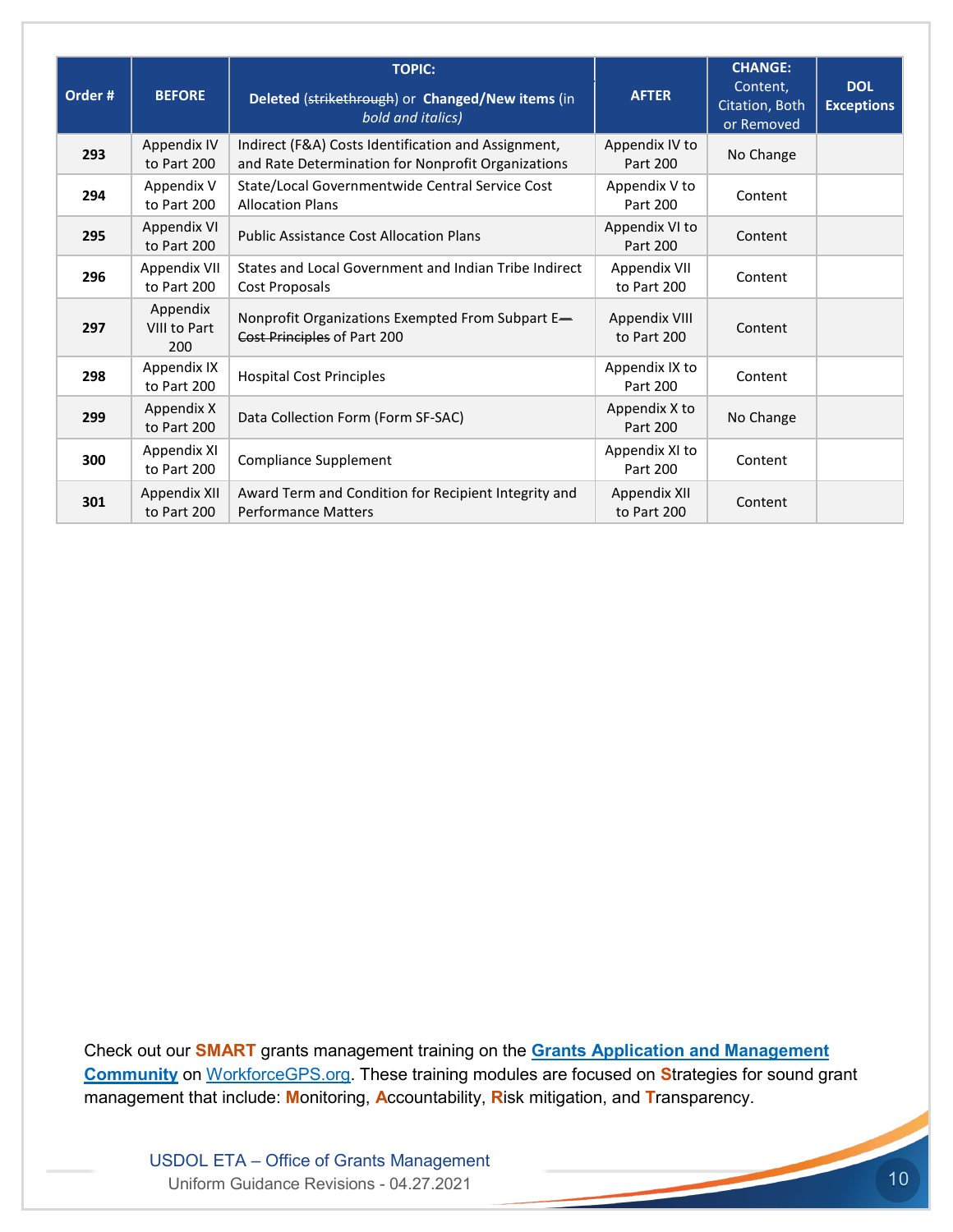| Order # | BEFORE | TOPIC: Deleted (~~strikethrough~~) or **Changed/New items** (in ***bold and italics***) | AFTER | CHANGE: Content, Citation, Both or Removed | DOL Exceptions |
|---|---|---|---|---|---|
| **293** | Appendix IV to Part 200 | Indirect (F&A) Costs Identification and Assignment, and Rate Determination for Nonprofit Organizations | Appendix IV to Part 200 | No Change | |
| **294** | Appendix V to Part 200 | State/Local Governmentwide Central Service Cost Allocation Plans | Appendix V to Part 200 | Content | |
| **295** | Appendix VI to Part 200 | Public Assistance Cost Allocation Plans | Appendix VI to Part 200 | Content | |
| **296** | Appendix VII to Part 200 | States and Local Government and Indian Tribe Indirect Cost Proposals | Appendix VII to Part 200 | Content | |
| **297** | Appendix VIII to Part 200 | Nonprofit Organizations Exempted From Subpart E~~—Cost Principles~~ of Part 200 | Appendix VIII to Part 200 | Content | |
| **298** | Appendix IX to Part 200 | Hospital Cost Principles | Appendix IX to Part 200 | Content | |
| **299** | Appendix X to Part 200 | Data Collection Form (Form SF-SAC) | Appendix X to Part 200 | No Change | |
| **300** | Appendix XI to Part 200 | Compliance Supplement | Appendix XI to Part 200 | Content | |
| **301** | Appendix XII to Part 200 | Award Term and Condition for Recipient Integrity and Performance Matters | Appendix XII to Part 200 | Content | |

Check out our **SMART** grants management training on the **Grants Application and Management Community** on WorkforceGPS.org. These training modules are focused on **S**trategies for sound grant management that include: **M**onitoring, **A**ccountability, **R**isk mitigation, and **T**ransparency.